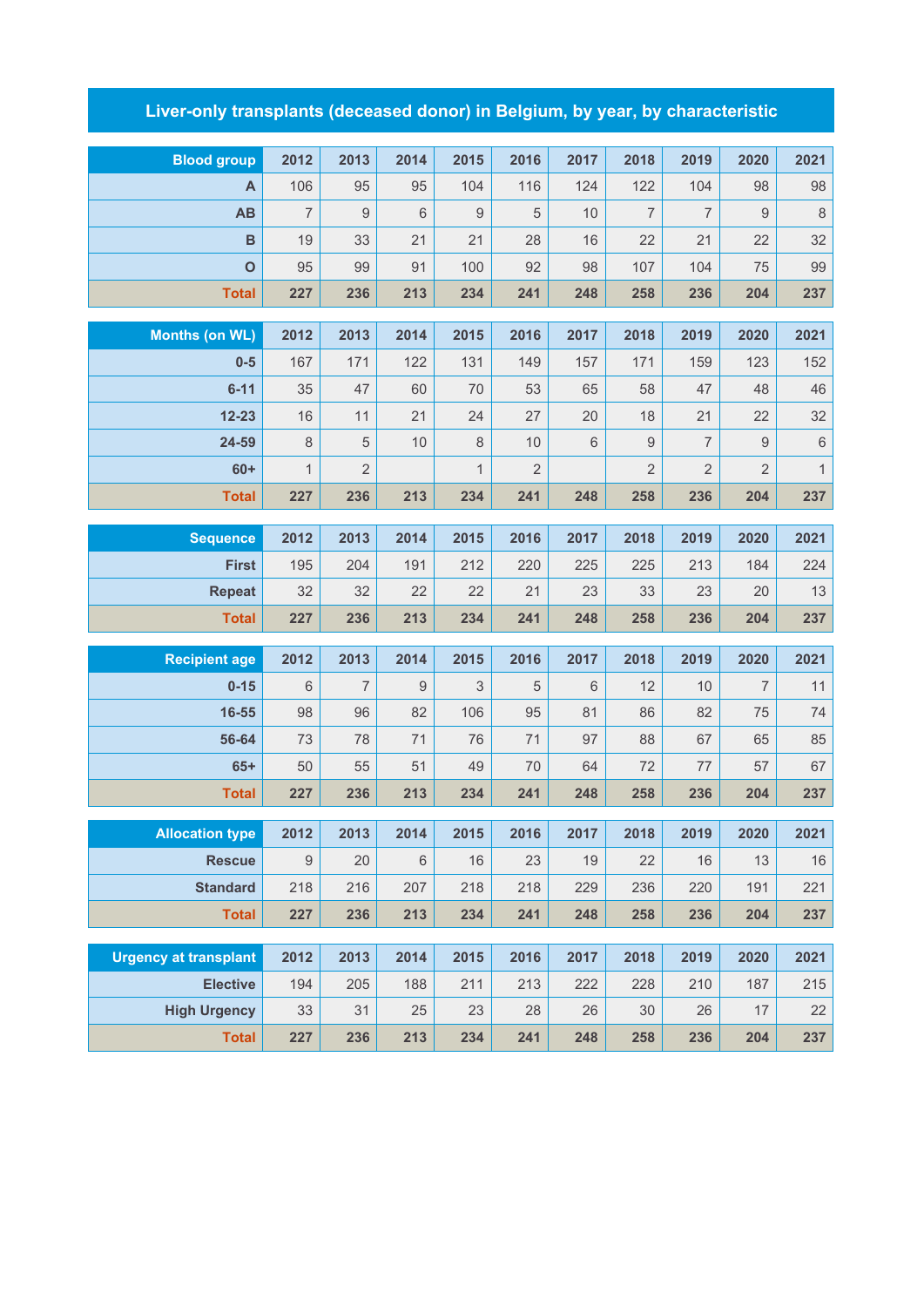# Liver-only transplants (deceased donor) in Belgium, by year, by characteristic

| Blood group | 2012 | 2013 | 2014 | 2015 | 2016 | 2017 | 2018 | 2019 | 2020 | 2021 |
|---|---|---|---|---|---|---|---|---|---|---|
| A | 106 | 95 | 95 | 104 | 116 | 124 | 122 | 104 | 98 | 98 |
| AB | 7 | 9 | 6 | 9 | 5 | 10 | 7 | 7 | 9 | 8 |
| B | 19 | 33 | 21 | 21 | 28 | 16 | 22 | 21 | 22 | 32 |
| O | 95 | 99 | 91 | 100 | 92 | 98 | 107 | 104 | 75 | 99 |
| **Total** | **227** | **236** | **213** | **234** | **241** | **248** | **258** | **236** | **204** | **237** |

| Months (on WL) | 2012 | 2013 | 2014 | 2015 | 2016 | 2017 | 2018 | 2019 | 2020 | 2021 |
|---|---|---|---|---|---|---|---|---|---|---|
| 0-5 | 167 | 171 | 122 | 131 | 149 | 157 | 171 | 159 | 123 | 152 |
| 6-11 | 35 | 47 | 60 | 70 | 53 | 65 | 58 | 47 | 48 | 46 |
| 12-23 | 16 | 11 | 21 | 24 | 27 | 20 | 18 | 21 | 22 | 32 |
| 24-59 | 8 | 5 | 10 | 8 | 10 | 6 | 9 | 7 | 9 | 6 |
| 60+ | 1 | 2 | | 1 | 2 | | 2 | 2 | 2 | 1 |
| **Total** | **227** | **236** | **213** | **234** | **241** | **248** | **258** | **236** | **204** | **237** |

| Sequence | 2012 | 2013 | 2014 | 2015 | 2016 | 2017 | 2018 | 2019 | 2020 | 2021 |
|---|---|---|---|---|---|---|---|---|---|---|
| First | 195 | 204 | 191 | 212 | 220 | 225 | 225 | 213 | 184 | 224 |
| Repeat | 32 | 32 | 22 | 22 | 21 | 23 | 33 | 23 | 20 | 13 |
| **Total** | **227** | **236** | **213** | **234** | **241** | **248** | **258** | **236** | **204** | **237** |

| Recipient age | 2012 | 2013 | 2014 | 2015 | 2016 | 2017 | 2018 | 2019 | 2020 | 2021 |
|---|---|---|---|---|---|---|---|---|---|---|
| 0-15 | 6 | 7 | 9 | 3 | 5 | 6 | 12 | 10 | 7 | 11 |
| 16-55 | 98 | 96 | 82 | 106 | 95 | 81 | 86 | 82 | 75 | 74 |
| 56-64 | 73 | 78 | 71 | 76 | 71 | 97 | 88 | 67 | 65 | 85 |
| 65+ | 50 | 55 | 51 | 49 | 70 | 64 | 72 | 77 | 57 | 67 |
| **Total** | **227** | **236** | **213** | **234** | **241** | **248** | **258** | **236** | **204** | **237** |

| Allocation type | 2012 | 2013 | 2014 | 2015 | 2016 | 2017 | 2018 | 2019 | 2020 | 2021 |
|---|---|---|---|---|---|---|---|---|---|---|
| Rescue | 9 | 20 | 6 | 16 | 23 | 19 | 22 | 16 | 13 | 16 |
| Standard | 218 | 216 | 207 | 218 | 218 | 229 | 236 | 220 | 191 | 221 |
| **Total** | **227** | **236** | **213** | **234** | **241** | **248** | **258** | **236** | **204** | **237** |

| Urgency at transplant | 2012 | 2013 | 2014 | 2015 | 2016 | 2017 | 2018 | 2019 | 2020 | 2021 |
|---|---|---|---|---|---|---|---|---|---|---|
| Elective | 194 | 205 | 188 | 211 | 213 | 222 | 228 | 210 | 187 | 215 |
| High Urgency | 33 | 31 | 25 | 23 | 28 | 26 | 30 | 26 | 17 | 22 |
| **Total** | **227** | **236** | **213** | **234** | **241** | **248** | **258** | **236** | **204** | **237** |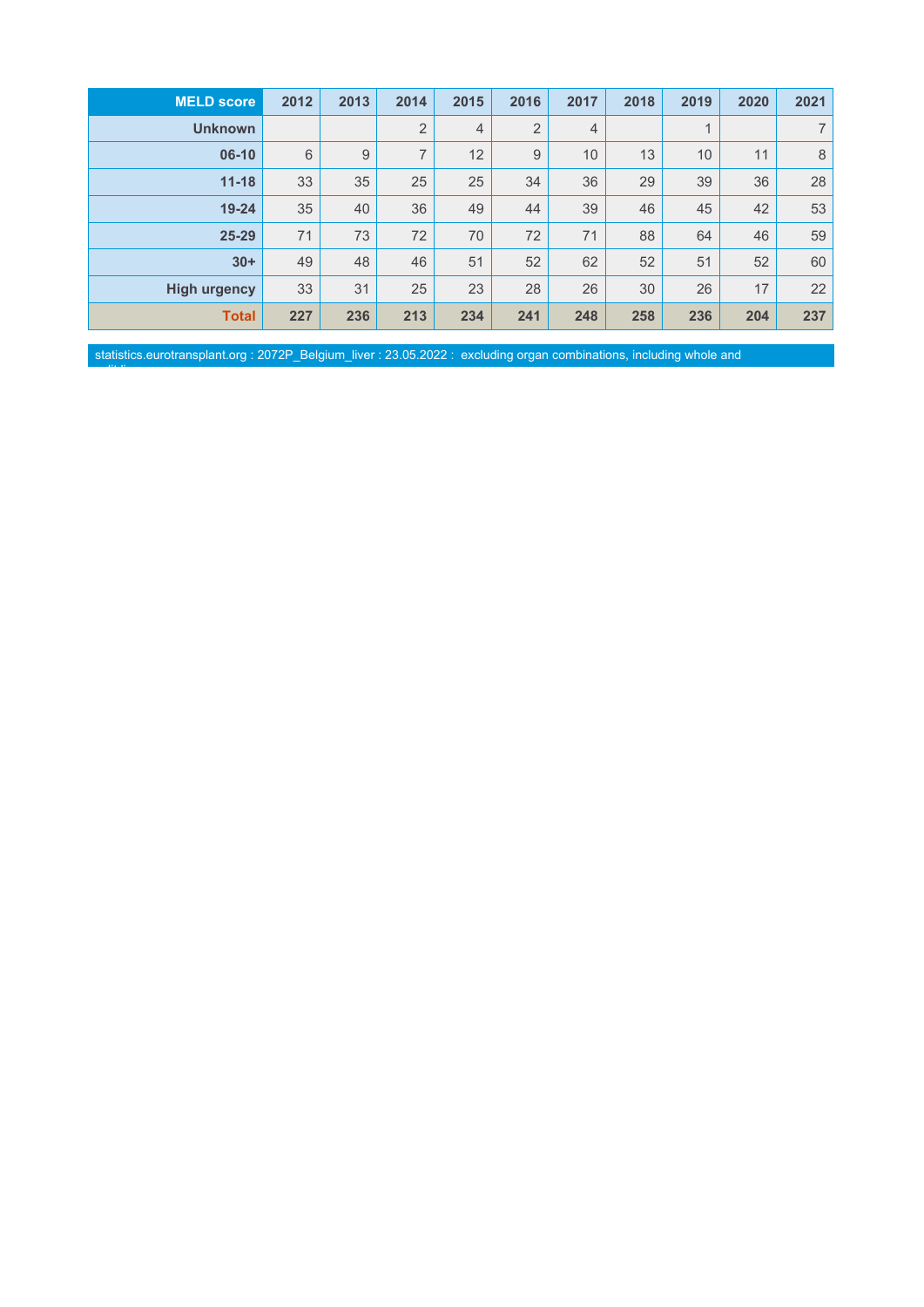| MELD score | 2012 | 2013 | 2014 | 2015 | 2016 | 2017 | 2018 | 2019 | 2020 | 2021 |
|---|---|---|---|---|---|---|---|---|---|---|
| **Unknown** | | | 2 | 4 | 2 | 4 | | 1 | | 7 |
| **06-10** | 6 | 9 | 7 | 12 | 9 | 10 | 13 | 10 | 11 | 8 |
| **11-18** | 33 | 35 | 25 | 25 | 34 | 36 | 29 | 39 | 36 | 28 |
| **19-24** | 35 | 40 | 36 | 49 | 44 | 39 | 46 | 45 | 42 | 53 |
| **25-29** | 71 | 73 | 72 | 70 | 72 | 71 | 88 | 64 | 46 | 59 |
| **30+** | 49 | 48 | 46 | 51 | 52 | 62 | 52 | 51 | 52 | 60 |
| **High urgency** | 33 | 31 | 25 | 23 | 28 | 26 | 30 | 26 | 17 | 22 |
| **Total** | **227** | **236** | **213** | **234** | **241** | **248** | **258** | **236** | **204** | **237** |

statistics.eurotransplant.org : 2072P_Belgium_liver : 23.05.2022 : excluding organ combinations, including whole and split livers